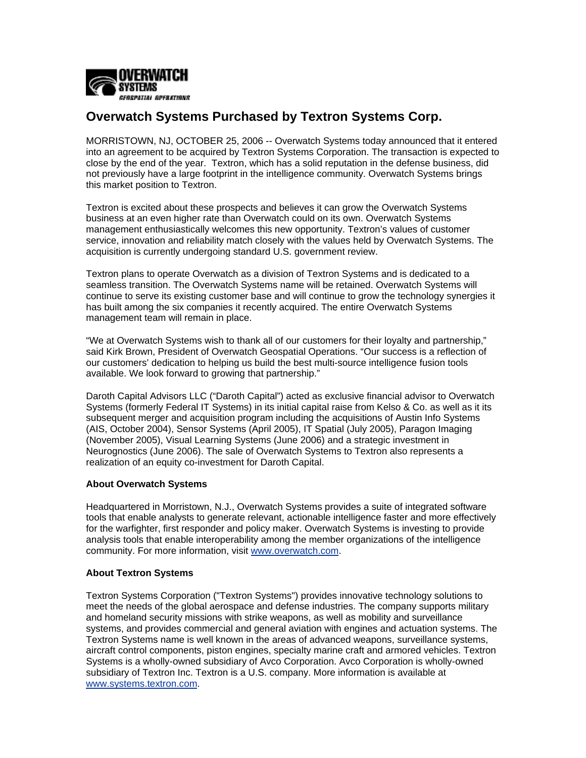# Overwatch Systems Purchased by Textron Systems Corp.

MORRISTOWN, NJ, OCTOBER 25, 2006 -- Overwatch Systems today announced that it entered into an agreement to be acquired by Textron Systems Corporation. The transaction is expected to close by the end of the year. Textron, which has a solid reputation in the defense business, did not previously have a large footprint in the intelligence community. Overwatch Systems brings this market position to Textron.

Textron is excited about these prospects and believes it can grow the Overwatch Systems business at an even higher rate than Overwatch could on its own. Overwatch Systems management enthusiastically welcomes this new opportunity. Textron's values of customer service, innovation and reliability match closely with the values held by Overwatch Systems. The acquisition is currently undergoing standard U.S. government review.

Textron plans to operate Overwatch as a division of Textron Systems and is dedicated to a seamless transition. The Overwatch Systems name will be retained. Overwatch Systems will continue to serve its existing customer base and will continue to grow the technology synergies it has built among the six companies it recently acquired. The entire Overwatch Systems management team will remain in place.

"We at Overwatch Systems wish to thank all of our customers for their loyalty and partnership," said Kirk Brown, President of Overwatch Geospatial Operations. "Our success is a reflection of our customers' dedication to helping us build the best multi-source intelligence fusion tools available. We look forward to growing that partnership."

Daroth Capital Advisors LLC ("Daroth Capital") acted as exclusive financial advisor to Overwatch Systems (formerly Federal IT Systems) in its initial capital raise from Kelso & Co. as well as it its subsequent merger and acquisition program including the acquisitions of Austin Info Systems (AIS, October 2004), Sensor Systems (April 2005), IT Spatial (July 2005), Paragon Imaging (November 2005), Visual Learning Systems (June 2006) and a strategic investment in Neurognostics (June 2006). The sale of Overwatch Systems to Textron also represents a realization of an equity co-investment for Daroth Capital.

**About Overwatch Systems**

Headquartered in Morristown, N.J., Overwatch Systems provides a suite of integrated software tools that enable analysts to generate relevant, actionable intelligence faster and more effectively for the warfighter, first responder and policy maker. Overwatch Systems is investing to provide analysis tools that enable interoperability among the member organizations of the intelligence community. For more information, visit www.overwatch.com.

**About Textron Systems**

Textron Systems Corporation ("Textron Systems") provides innovative technology solutions to meet the needs of the global aerospace and defense industries. The company supports military and homeland security missions with strike weapons, as well as mobility and surveillance systems, and provides commercial and general aviation with engines and actuation systems. The Textron Systems name is well known in the areas of advanced weapons, surveillance systems, aircraft control components, piston engines, specialty marine craft and armored vehicles. Textron Systems is a wholly-owned subsidiary of Avco Corporation. Avco Corporation is wholly-owned subsidiary of Textron Inc. Textron is a U.S. company. More information is available at www.systems.textron.com.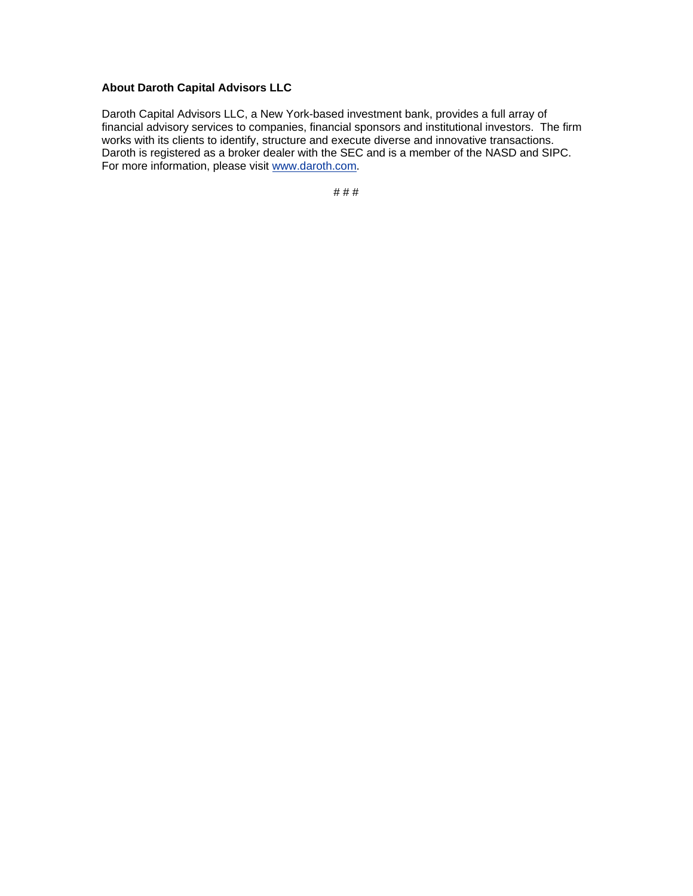**About Daroth Capital Advisors LLC**

Daroth Capital Advisors LLC, a New York-based investment bank, provides a full array of financial advisory services to companies, financial sponsors and institutional investors. The firm works with its clients to identify, structure and execute diverse and innovative transactions. Daroth is registered as a broker dealer with the SEC and is a member of the NASD and SIPC. For more information, please visit [www.daroth.com](http://www.daroth.com).

# # #